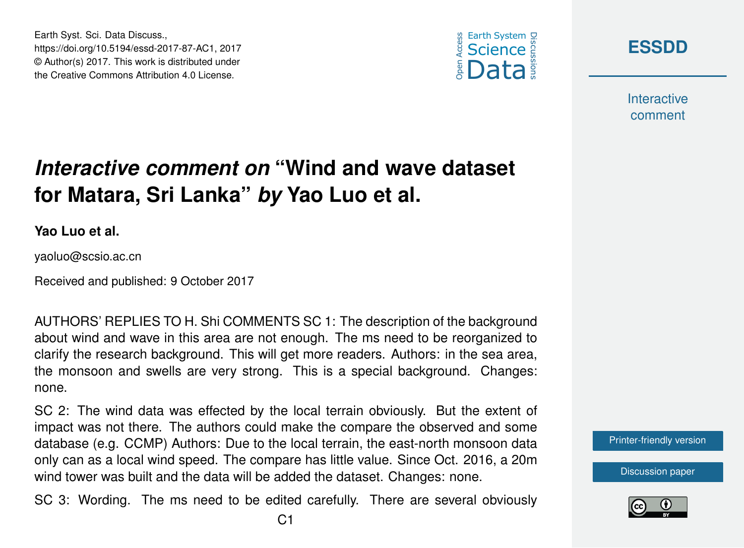Earth Syst. Sci. Data Discuss.,
https://doi.org/10.5194/essd-2017-87-AC1, 2017
© Author(s) 2017. This work is distributed under
the Creative Commons Attribution 4.0 License.

**ESSDD**

Interactive
comment

# *Interactive comment on* "Wind and wave dataset for Matara, Sri Lanka" *by* Yao Luo et al.

**Yao Luo et al.**

yaoluo@scsio.ac.cn

Received and published: 9 October 2017

AUTHORS' REPLIES TO H. Shi COMMENTS SC 1: The description of the background about wind and wave in this area are not enough. The ms need to be reorganized to clarify the research background. This will get more readers. Authors: in the sea area, the monsoon and swells are very strong. This is a special background. Changes: none.

SC 2: The wind data was effected by the local terrain obviously. But the extent of impact was not there. The authors could make the compare the observed and some database (e.g. CCMP) Authors: Due to the local terrain, the east-north monsoon data only can as a local wind speed. The compare has little value. Since Oct. 2016, a 20m wind tower was built and the data will be added the dataset. Changes: none.

SC 3: Wording. The ms need to be edited carefully. There are several obviously

Printer-friendly version

Discussion paper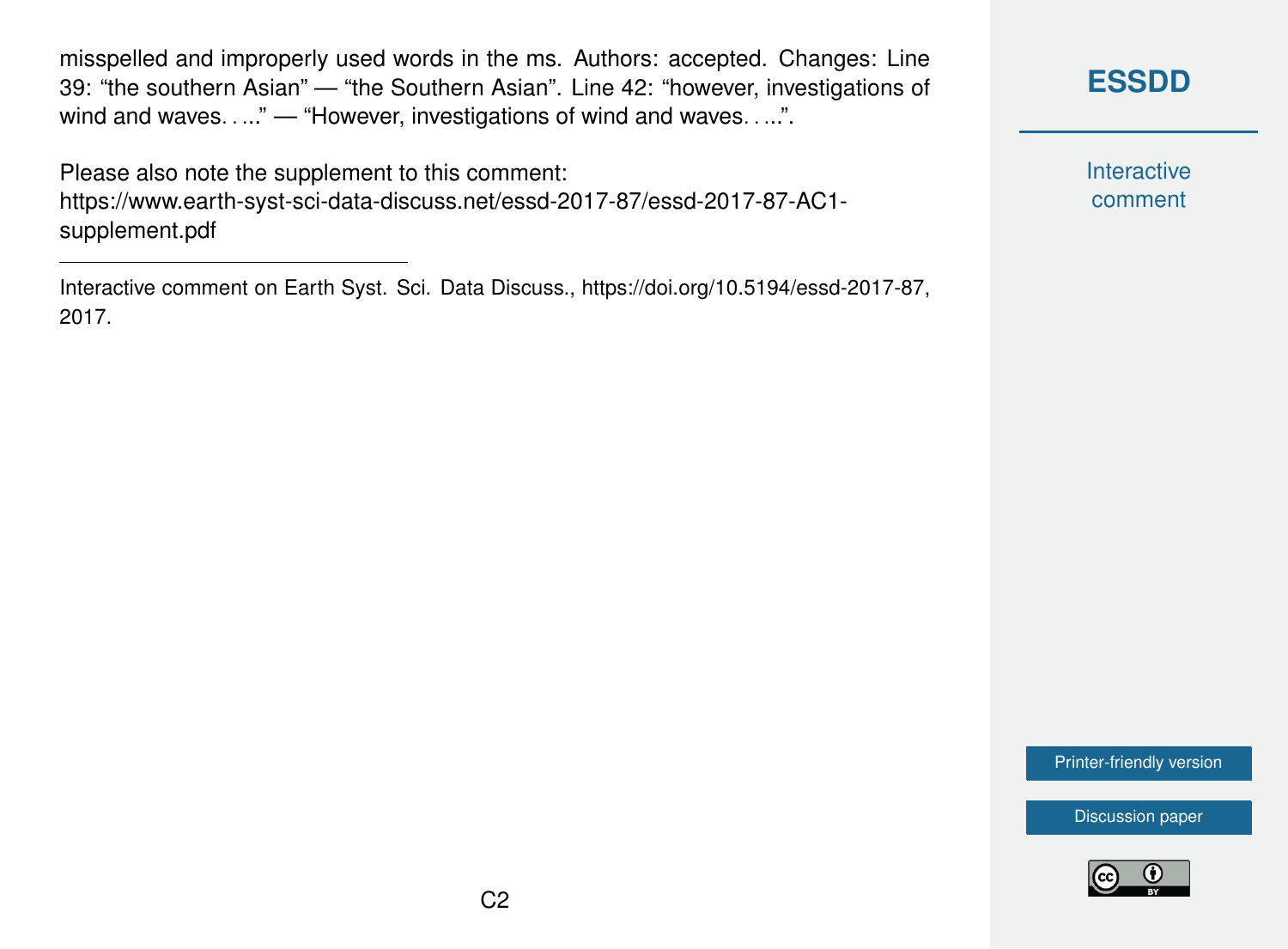misspelled and improperly used words in the ms. Authors: accepted. Changes: Line 39: “the southern Asian” — “the Southern Asian”. Line 42: “however, investigations of wind and waves. . ...” — “However, investigations of wind and waves. . ...”.

Please also note the supplement to this comment:
https://www.earth-syst-sci-data-discuss.net/essd-2017-87/essd-2017-87-AC1-supplement.pdf

---

Interactive comment on Earth Syst. Sci. Data Discuss., https://doi.org/10.5194/essd-2017-87, 2017.